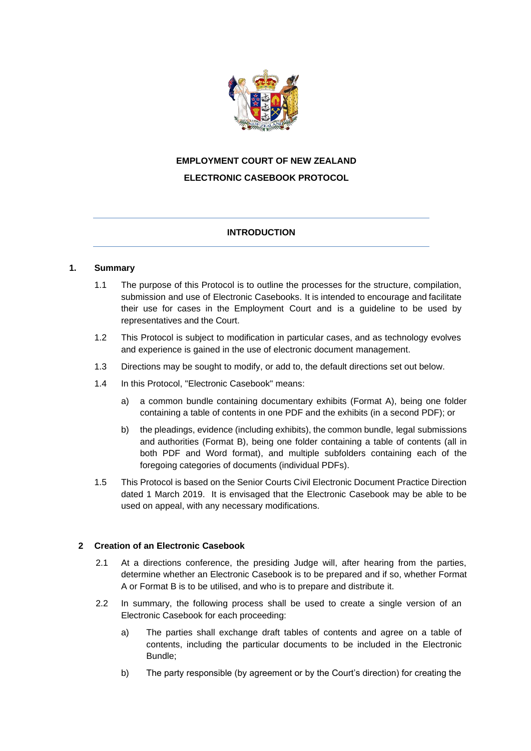# EMPLOYMENT COURT OF NEW ZEALAND

# ELECTRONIC CASEBOOK PROTOCOL

## INTRODUCTION

### 1. Summary

1.1 The purpose of this Protocol is to outline the processes for the structure, compilation, submission and use of Electronic Casebooks. It is intended to encourage and facilitate their use for cases in the Employment Court and is a guideline to be used by representatives and the Court.

1.2 This Protocol is subject to modification in particular cases, and as technology evolves and experience is gained in the use of electronic document management.

1.3 Directions may be sought to modify, or add to, the default directions set out below.

1.4 In this Protocol, "Electronic Casebook" means:

a) a common bundle containing documentary exhibits (Format A), being one folder containing a table of contents in one PDF and the exhibits (in a second PDF); or

b) the pleadings, evidence (including exhibits), the common bundle, legal submissions and authorities (Format B), being one folder containing a table of contents (all in both PDF and Word format), and multiple subfolders containing each of the foregoing categories of documents (individual PDFs).

1.5 This Protocol is based on the Senior Courts Civil Electronic Document Practice Direction dated 1 March 2019. It is envisaged that the Electronic Casebook may be able to be used on appeal, with any necessary modifications.

### 2 Creation of an Electronic Casebook

2.1 At a directions conference, the presiding Judge will, after hearing from the parties, determine whether an Electronic Casebook is to be prepared and if so, whether Format A or Format B is to be utilised, and who is to prepare and distribute it.

2.2 In summary, the following process shall be used to create a single version of an Electronic Casebook for each proceeding:

a) The parties shall exchange draft tables of contents and agree on a table of contents, including the particular documents to be included in the Electronic Bundle;

b) The party responsible (by agreement or by the Court's direction) for creating the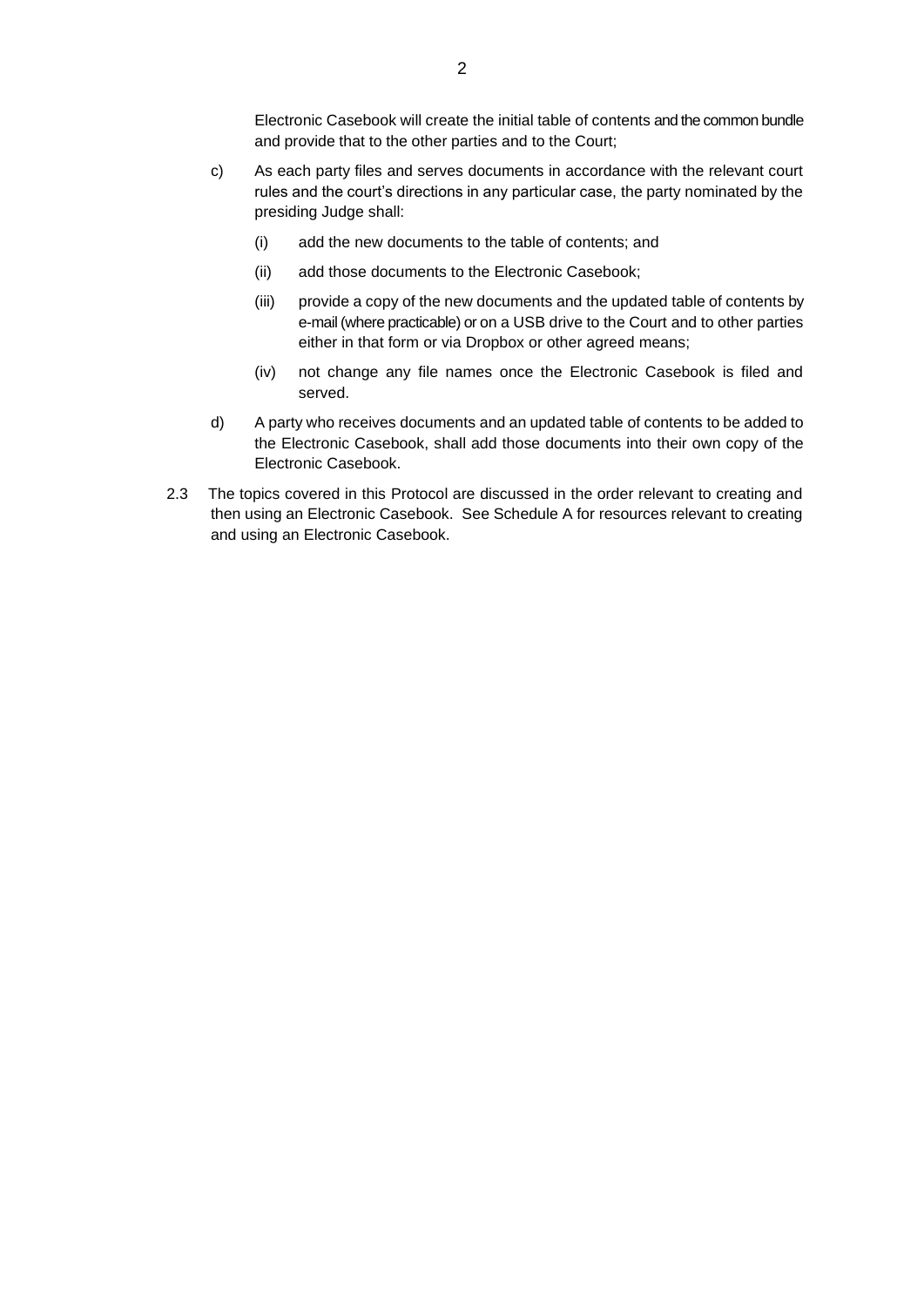Electronic Casebook will create the initial table of contents and the common bundle and provide that to the other parties and to the Court;

c) As each party files and serves documents in accordance with the relevant court rules and the court's directions in any particular case, the party nominated by the presiding Judge shall:

   (i) add the new documents to the table of contents; and

   (ii) add those documents to the Electronic Casebook;

   (iii) provide a copy of the new documents and the updated table of contents by e-mail (where practicable) or on a USB drive to the Court and to other parties either in that form or via Dropbox or other agreed means;

   (iv) not change any file names once the Electronic Casebook is filed and served.

d) A party who receives documents and an updated table of contents to be added to the Electronic Casebook, shall add those documents into their own copy of the Electronic Casebook.

2.3 The topics covered in this Protocol are discussed in the order relevant to creating and then using an Electronic Casebook. See Schedule A for resources relevant to creating and using an Electronic Casebook.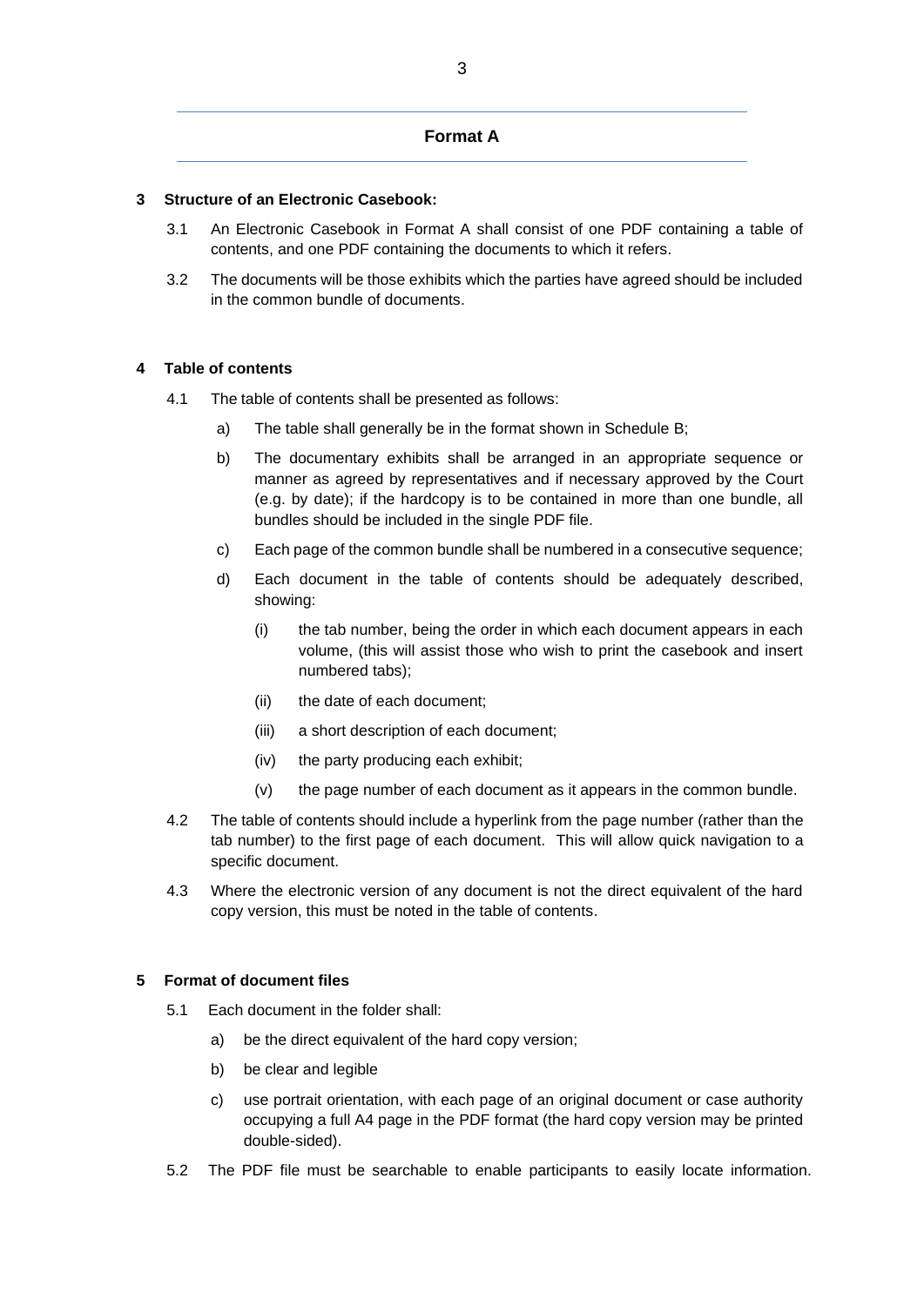## Format A

### 3 Structure of an Electronic Casebook:

3.1 An Electronic Casebook in Format A shall consist of one PDF containing a table of contents, and one PDF containing the documents to which it refers.

3.2 The documents will be those exhibits which the parties have agreed should be included in the common bundle of documents.

### 4 Table of contents

4.1 The table of contents shall be presented as follows:

a) The table shall generally be in the format shown in Schedule B;

b) The documentary exhibits shall be arranged in an appropriate sequence or manner as agreed by representatives and if necessary approved by the Court (e.g. by date); if the hardcopy is to be contained in more than one bundle, all bundles should be included in the single PDF file.

c) Each page of the common bundle shall be numbered in a consecutive sequence;

d) Each document in the table of contents should be adequately described, showing:

(i) the tab number, being the order in which each document appears in each volume, (this will assist those who wish to print the casebook and insert numbered tabs);

(ii) the date of each document;

(iii) a short description of each document;

(iv) the party producing each exhibit;

(v) the page number of each document as it appears in the common bundle.

4.2 The table of contents should include a hyperlink from the page number (rather than the tab number) to the first page of each document. This will allow quick navigation to a specific document.

4.3 Where the electronic version of any document is not the direct equivalent of the hard copy version, this must be noted in the table of contents.

### 5 Format of document files

5.1 Each document in the folder shall:

a) be the direct equivalent of the hard copy version;

b) be clear and legible

c) use portrait orientation, with each page of an original document or case authority occupying a full A4 page in the PDF format (the hard copy version may be printed double-sided).

5.2 The PDF file must be searchable to enable participants to easily locate information.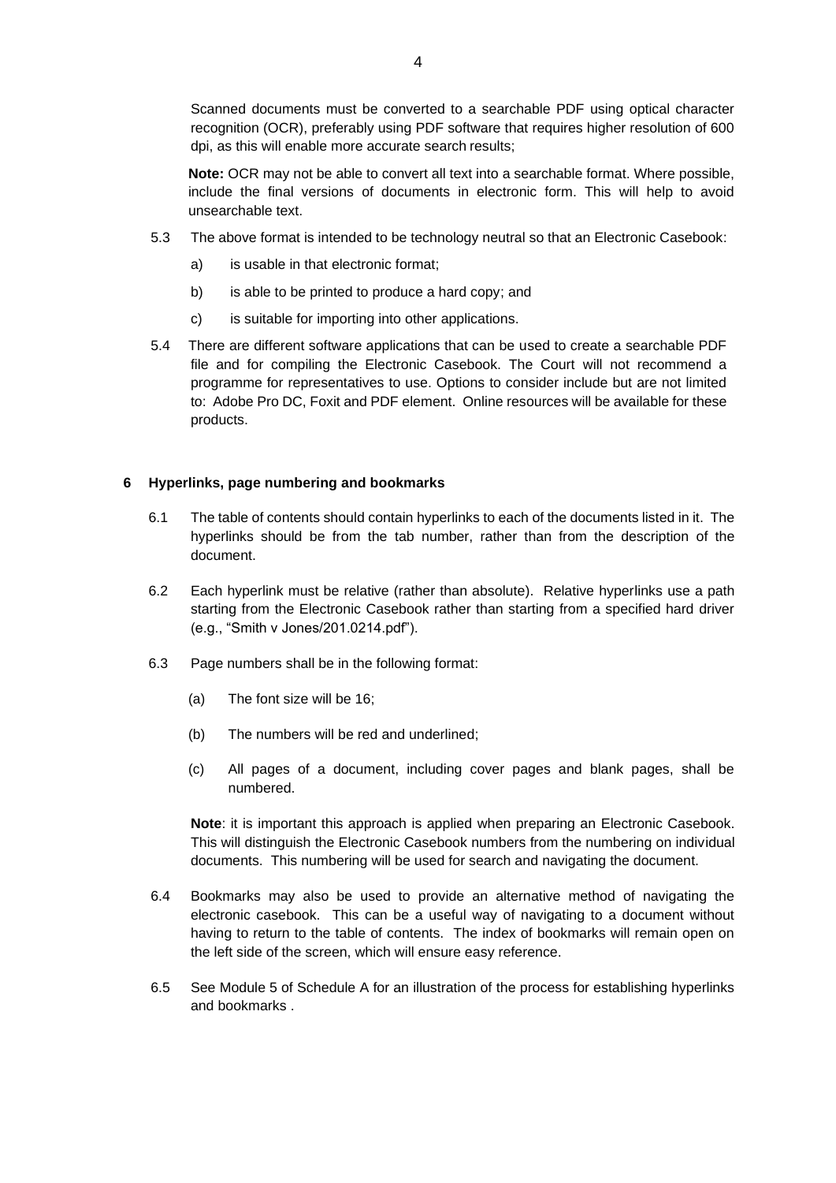Scanned documents must be converted to a searchable PDF using optical character recognition (OCR), preferably using PDF software that requires higher resolution of 600 dpi, as this will enable more accurate search results;

**Note:** OCR may not be able to convert all text into a searchable format. Where possible, include the final versions of documents in electronic form. This will help to avoid unsearchable text.

5.3 The above format is intended to be technology neutral so that an Electronic Casebook:

a) is usable in that electronic format;

b) is able to be printed to produce a hard copy; and

c) is suitable for importing into other applications.

5.4 There are different software applications that can be used to create a searchable PDF file and for compiling the Electronic Casebook. The Court will not recommend a programme for representatives to use. Options to consider include but are not limited to: Adobe Pro DC, Foxit and PDF element. Online resources will be available for these products.

## 6 Hyperlinks, page numbering and bookmarks

6.1 The table of contents should contain hyperlinks to each of the documents listed in it. The hyperlinks should be from the tab number, rather than from the description of the document.

6.2 Each hyperlink must be relative (rather than absolute). Relative hyperlinks use a path starting from the Electronic Casebook rather than starting from a specified hard driver (e.g., "Smith v Jones/201.0214.pdf").

6.3 Page numbers shall be in the following format:

(a) The font size will be 16;

(b) The numbers will be red and underlined;

(c) All pages of a document, including cover pages and blank pages, shall be numbered.

**Note**: it is important this approach is applied when preparing an Electronic Casebook. This will distinguish the Electronic Casebook numbers from the numbering on individual documents. This numbering will be used for search and navigating the document.

6.4 Bookmarks may also be used to provide an alternative method of navigating the electronic casebook. This can be a useful way of navigating to a document without having to return to the table of contents. The index of bookmarks will remain open on the left side of the screen, which will ensure easy reference.

6.5 See Module 5 of Schedule A for an illustration of the process for establishing hyperlinks and bookmarks .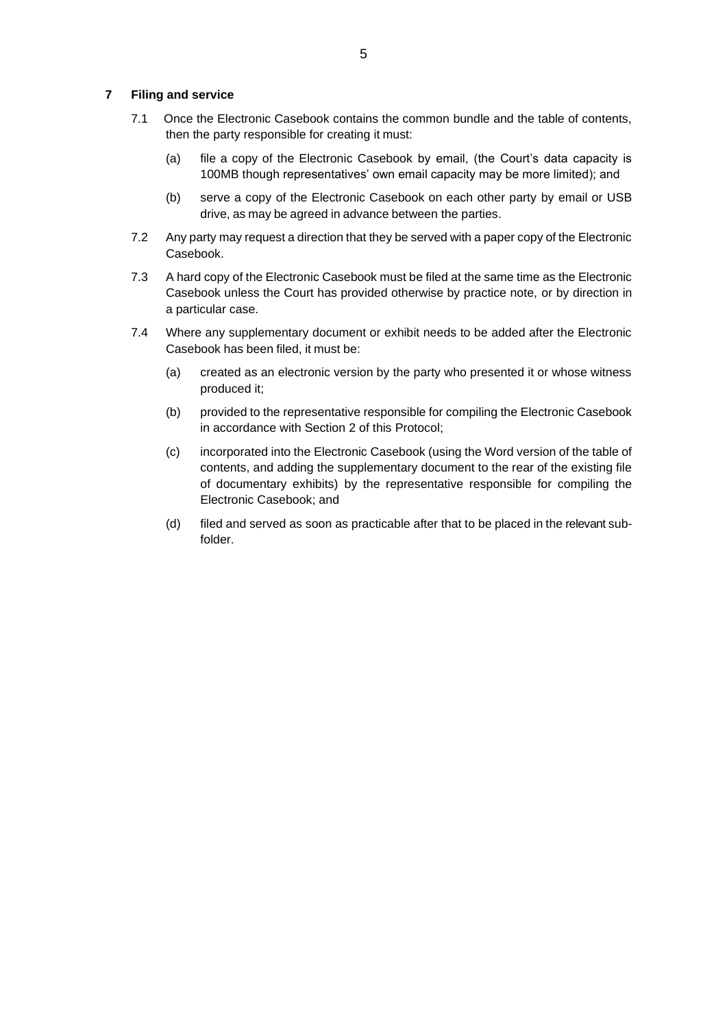## 7 Filing and service

7.1 Once the Electronic Casebook contains the common bundle and the table of contents, then the party responsible for creating it must:

(a) file a copy of the Electronic Casebook by email, (the Court's data capacity is 100MB though representatives' own email capacity may be more limited); and

(b) serve a copy of the Electronic Casebook on each other party by email or USB drive, as may be agreed in advance between the parties.

7.2 Any party may request a direction that they be served with a paper copy of the Electronic Casebook.

7.3 A hard copy of the Electronic Casebook must be filed at the same time as the Electronic Casebook unless the Court has provided otherwise by practice note, or by direction in a particular case.

7.4 Where any supplementary document or exhibit needs to be added after the Electronic Casebook has been filed, it must be:

(a) created as an electronic version by the party who presented it or whose witness produced it;

(b) provided to the representative responsible for compiling the Electronic Casebook in accordance with Section 2 of this Protocol;

(c) incorporated into the Electronic Casebook (using the Word version of the table of contents, and adding the supplementary document to the rear of the existing file of documentary exhibits) by the representative responsible for compiling the Electronic Casebook; and

(d) filed and served as soon as practicable after that to be placed in the relevant sub-folder.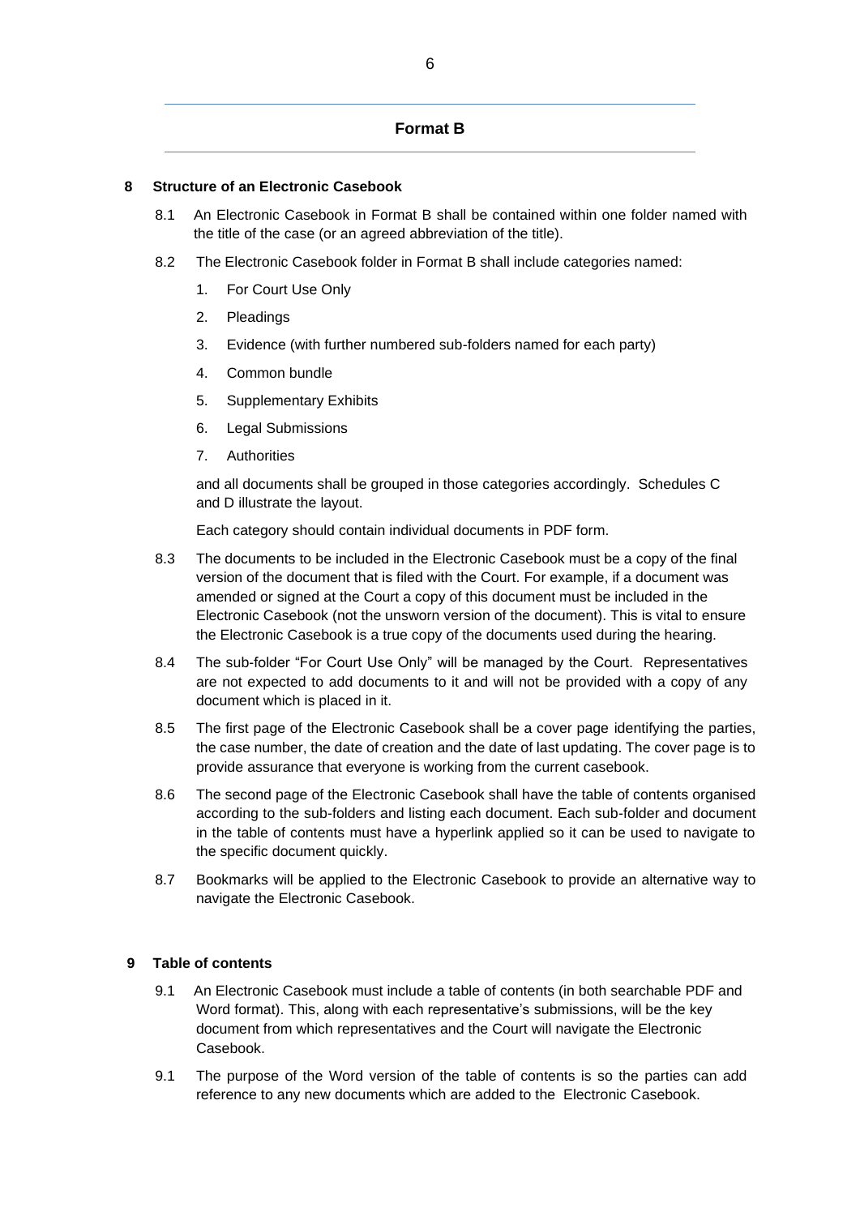## Format B

### 8 Structure of an Electronic Casebook

8.1 An Electronic Casebook in Format B shall be contained within one folder named with the title of the case (or an agreed abbreviation of the title).

8.2 The Electronic Casebook folder in Format B shall include categories named:

1. For Court Use Only
2. Pleadings
3. Evidence (with further numbered sub-folders named for each party)
4. Common bundle
5. Supplementary Exhibits
6. Legal Submissions
7. Authorities

and all documents shall be grouped in those categories accordingly. Schedules C and D illustrate the layout.

Each category should contain individual documents in PDF form.

8.3 The documents to be included in the Electronic Casebook must be a copy of the final version of the document that is filed with the Court. For example, if a document was amended or signed at the Court a copy of this document must be included in the Electronic Casebook (not the unsworn version of the document). This is vital to ensure the Electronic Casebook is a true copy of the documents used during the hearing.

8.4 The sub-folder "For Court Use Only" will be managed by the Court. Representatives are not expected to add documents to it and will not be provided with a copy of any document which is placed in it.

8.5 The first page of the Electronic Casebook shall be a cover page identifying the parties, the case number, the date of creation and the date of last updating. The cover page is to provide assurance that everyone is working from the current casebook.

8.6 The second page of the Electronic Casebook shall have the table of contents organised according to the sub-folders and listing each document. Each sub-folder and document in the table of contents must have a hyperlink applied so it can be used to navigate to the specific document quickly.

8.7 Bookmarks will be applied to the Electronic Casebook to provide an alternative way to navigate the Electronic Casebook.

### 9 Table of contents

9.1 An Electronic Casebook must include a table of contents (in both searchable PDF and Word format). This, along with each representative's submissions, will be the key document from which representatives and the Court will navigate the Electronic Casebook.

9.1 The purpose of the Word version of the table of contents is so the parties can add reference to any new documents which are added to the Electronic Casebook.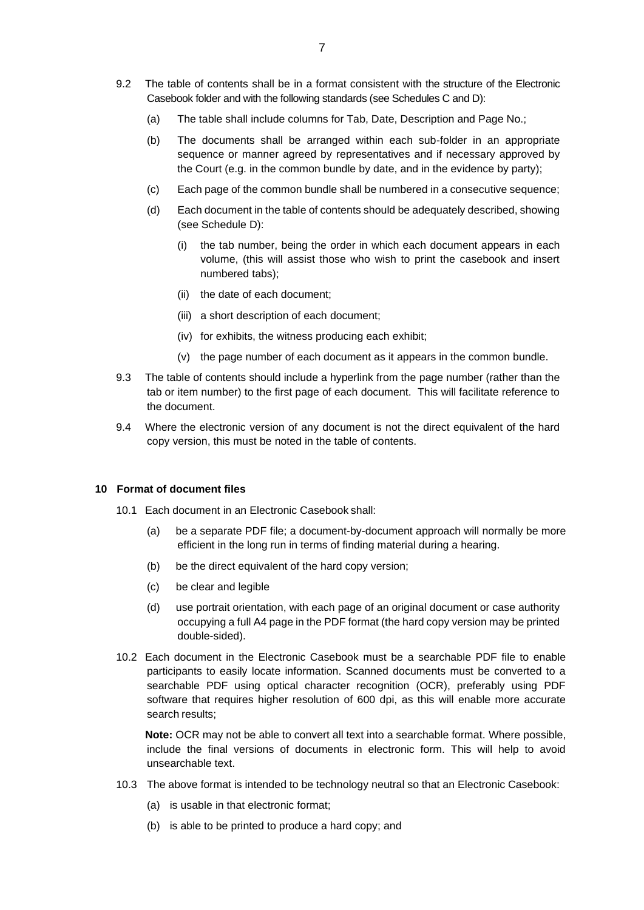9.2 The table of contents shall be in a format consistent with the structure of the Electronic Casebook folder and with the following standards (see Schedules C and D):

(a) The table shall include columns for Tab, Date, Description and Page No.;

(b) The documents shall be arranged within each sub-folder in an appropriate sequence or manner agreed by representatives and if necessary approved by the Court (e.g. in the common bundle by date, and in the evidence by party);

(c) Each page of the common bundle shall be numbered in a consecutive sequence;

(d) Each document in the table of contents should be adequately described, showing (see Schedule D):

(i) the tab number, being the order in which each document appears in each volume, (this will assist those who wish to print the casebook and insert numbered tabs);

(ii) the date of each document;

(iii) a short description of each document;

(iv) for exhibits, the witness producing each exhibit;

(v) the page number of each document as it appears in the common bundle.

9.3 The table of contents should include a hyperlink from the page number (rather than the tab or item number) to the first page of each document. This will facilitate reference to the document.

9.4 Where the electronic version of any document is not the direct equivalent of the hard copy version, this must be noted in the table of contents.

## 10 Format of document files

10.1 Each document in an Electronic Casebook shall:

(a) be a separate PDF file; a document-by-document approach will normally be more efficient in the long run in terms of finding material during a hearing.

(b) be the direct equivalent of the hard copy version;

(c) be clear and legible

(d) use portrait orientation, with each page of an original document or case authority occupying a full A4 page in the PDF format (the hard copy version may be printed double-sided).

10.2 Each document in the Electronic Casebook must be a searchable PDF file to enable participants to easily locate information. Scanned documents must be converted to a searchable PDF using optical character recognition (OCR), preferably using PDF software that requires higher resolution of 600 dpi, as this will enable more accurate search results;

**Note:** OCR may not be able to convert all text into a searchable format. Where possible, include the final versions of documents in electronic form. This will help to avoid unsearchable text.

10.3 The above format is intended to be technology neutral so that an Electronic Casebook:

(a) is usable in that electronic format;

(b) is able to be printed to produce a hard copy; and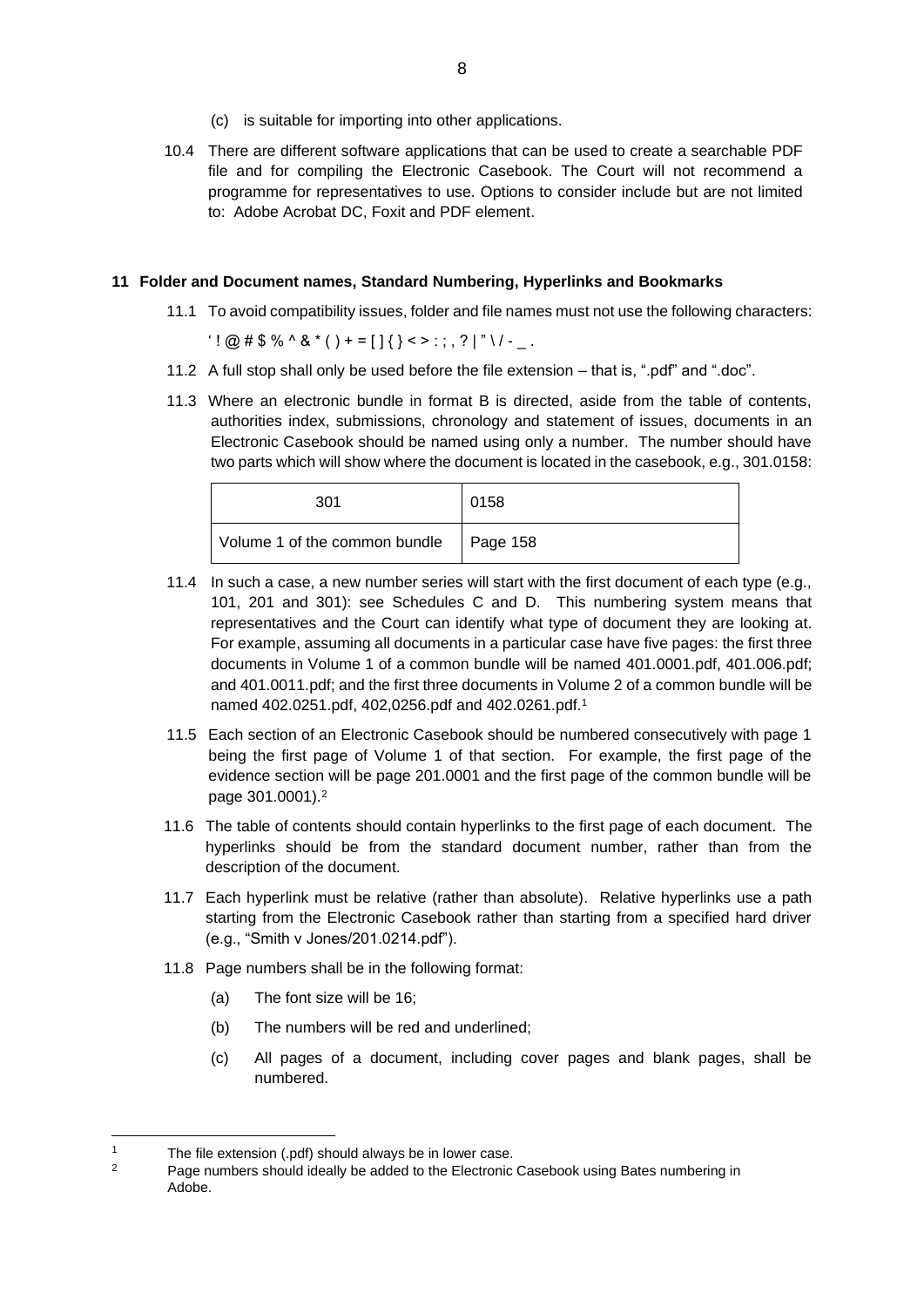(c) is suitable for importing into other applications.

10.4 There are different software applications that can be used to create a searchable PDF file and for compiling the Electronic Casebook. The Court will not recommend a programme for representatives to use. Options to consider include but are not limited to: Adobe Acrobat DC, Foxit and PDF element.

**11 Folder and Document names, Standard Numbering, Hyperlinks and Bookmarks**

11.1 To avoid compatibility issues, folder and file names must not use the following characters:

‘ ! @ # $ % ^ & * ( ) + = [ ] { } < > : ; , ? | ” \ / - _ .

11.2 A full stop shall only be used before the file extension – that is, “.pdf” and “.doc”.

11.3 Where an electronic bundle in format B is directed, aside from the table of contents, authorities index, submissions, chronology and statement of issues, documents in an Electronic Casebook should be named using only a number. The number should have two parts which will show where the document is located in the casebook, e.g., 301.0158:

| 301 | 0158 |
|---|---|
| Volume 1 of the common bundle | Page 158 |

11.4 In such a case, a new number series will start with the first document of each type (e.g., 101, 201 and 301): see Schedules C and D. This numbering system means that representatives and the Court can identify what type of document they are looking at. For example, assuming all documents in a particular case have five pages: the first three documents in Volume 1 of a common bundle will be named 401.0001.pdf, 401.006.pdf; and 401.0011.pdf; and the first three documents in Volume 2 of a common bundle will be named 402.0251.pdf, 402,0256.pdf and 402.0261.pdf.[1]

11.5 Each section of an Electronic Casebook should be numbered consecutively with page 1 being the first page of Volume 1 of that section. For example, the first page of the evidence section will be page 201.0001 and the first page of the common bundle will be page 301.0001).[2]

11.6 The table of contents should contain hyperlinks to the first page of each document. The hyperlinks should be from the standard document number, rather than from the description of the document.

11.7 Each hyperlink must be relative (rather than absolute). Relative hyperlinks use a path starting from the Electronic Casebook rather than starting from a specified hard driver (e.g., “Smith v Jones/201.0214.pdf”).

11.8 Page numbers shall be in the following format:

(a) The font size will be 16;

(b) The numbers will be red and underlined;

(c) All pages of a document, including cover pages and blank pages, shall be numbered.

---

[1] The file extension (.pdf) should always be in lower case.

[2] Page numbers should ideally be added to the Electronic Casebook using Bates numbering in Adobe.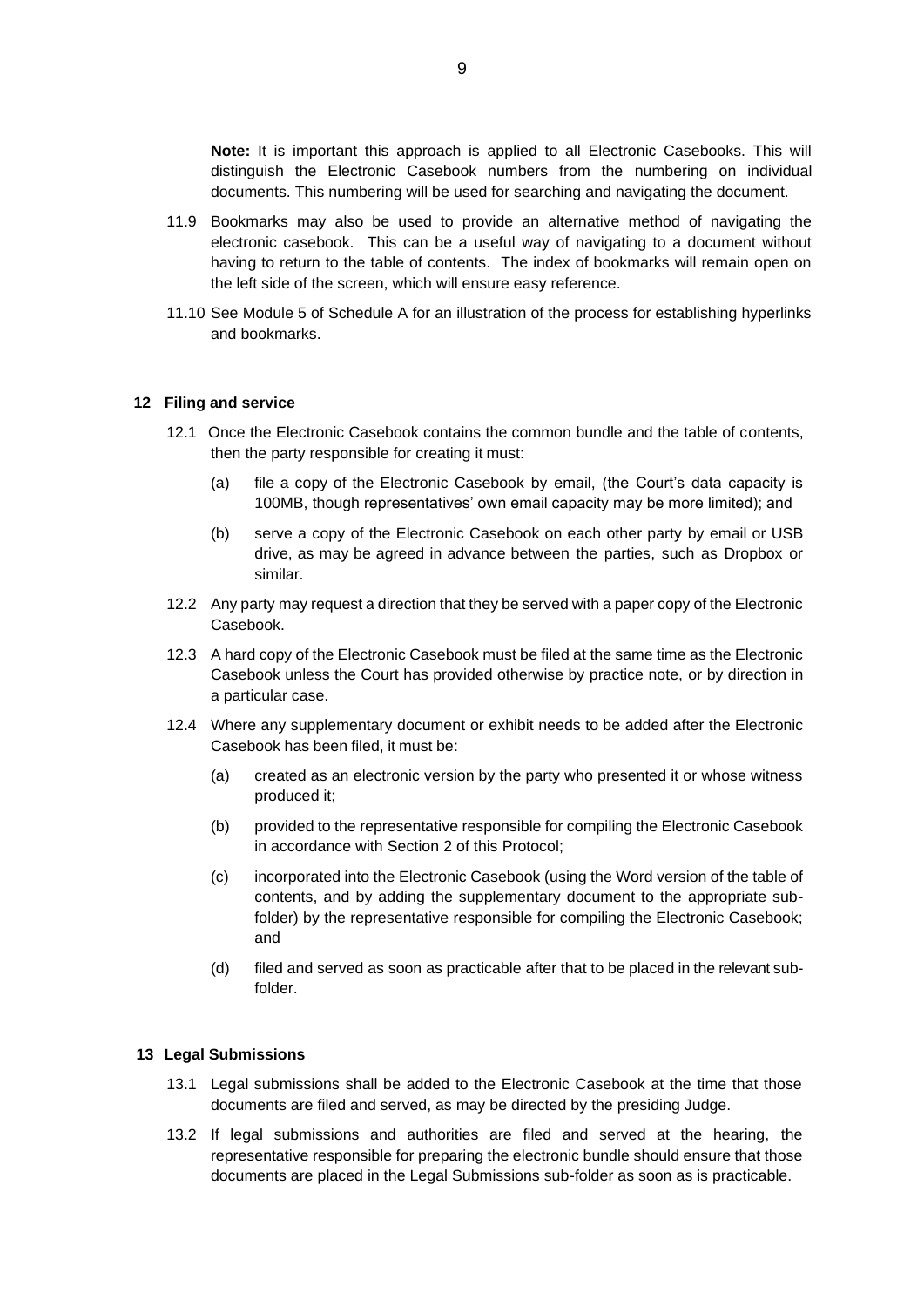**Note:** It is important this approach is applied to all Electronic Casebooks. This will distinguish the Electronic Casebook numbers from the numbering on individual documents. This numbering will be used for searching and navigating the document.

11.9 Bookmarks may also be used to provide an alternative method of navigating the electronic casebook. This can be a useful way of navigating to a document without having to return to the table of contents. The index of bookmarks will remain open on the left side of the screen, which will ensure easy reference.

11.10 See Module 5 of Schedule A for an illustration of the process for establishing hyperlinks and bookmarks.

## 12 Filing and service

12.1 Once the Electronic Casebook contains the common bundle and the table of contents, then the party responsible for creating it must:

(a) file a copy of the Electronic Casebook by email, (the Court's data capacity is 100MB, though representatives' own email capacity may be more limited); and

(b) serve a copy of the Electronic Casebook on each other party by email or USB drive, as may be agreed in advance between the parties, such as Dropbox or similar.

12.2 Any party may request a direction that they be served with a paper copy of the Electronic Casebook.

12.3 A hard copy of the Electronic Casebook must be filed at the same time as the Electronic Casebook unless the Court has provided otherwise by practice note, or by direction in a particular case.

12.4 Where any supplementary document or exhibit needs to be added after the Electronic Casebook has been filed, it must be:

(a) created as an electronic version by the party who presented it or whose witness produced it;

(b) provided to the representative responsible for compiling the Electronic Casebook in accordance with Section 2 of this Protocol;

(c) incorporated into the Electronic Casebook (using the Word version of the table of contents, and by adding the supplementary document to the appropriate sub-folder) by the representative responsible for compiling the Electronic Casebook; and

(d) filed and served as soon as practicable after that to be placed in the relevant sub-folder.

## 13 Legal Submissions

13.1 Legal submissions shall be added to the Electronic Casebook at the time that those documents are filed and served, as may be directed by the presiding Judge.

13.2 If legal submissions and authorities are filed and served at the hearing, the representative responsible for preparing the electronic bundle should ensure that those documents are placed in the Legal Submissions sub-folder as soon as is practicable.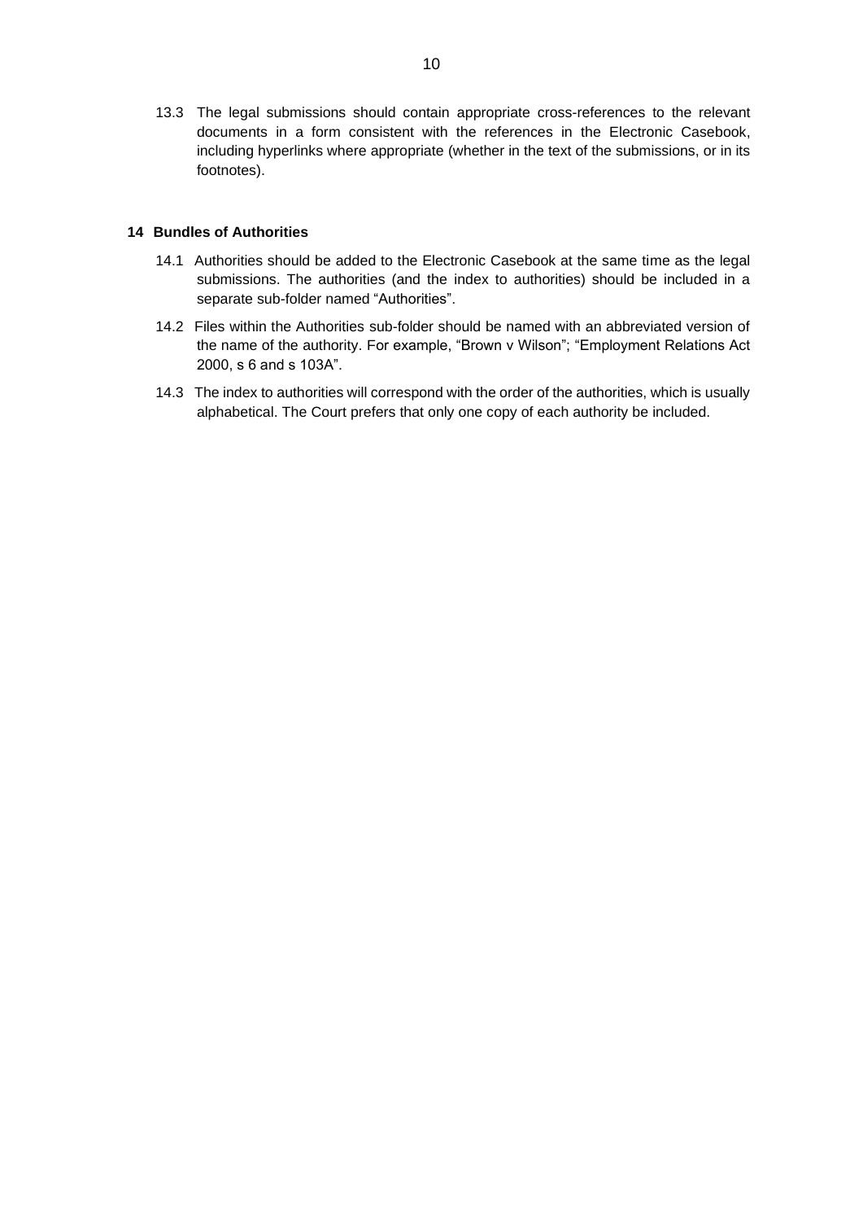13.3 The legal submissions should contain appropriate cross-references to the relevant documents in a form consistent with the references in the Electronic Casebook, including hyperlinks where appropriate (whether in the text of the submissions, or in its footnotes).

## 14 Bundles of Authorities

14.1 Authorities should be added to the Electronic Casebook at the same time as the legal submissions. The authorities (and the index to authorities) should be included in a separate sub-folder named "Authorities".

14.2 Files within the Authorities sub-folder should be named with an abbreviated version of the name of the authority. For example, "Brown v Wilson"; "Employment Relations Act 2000, s 6 and s 103A".

14.3 The index to authorities will correspond with the order of the authorities, which is usually alphabetical. The Court prefers that only one copy of each authority be included.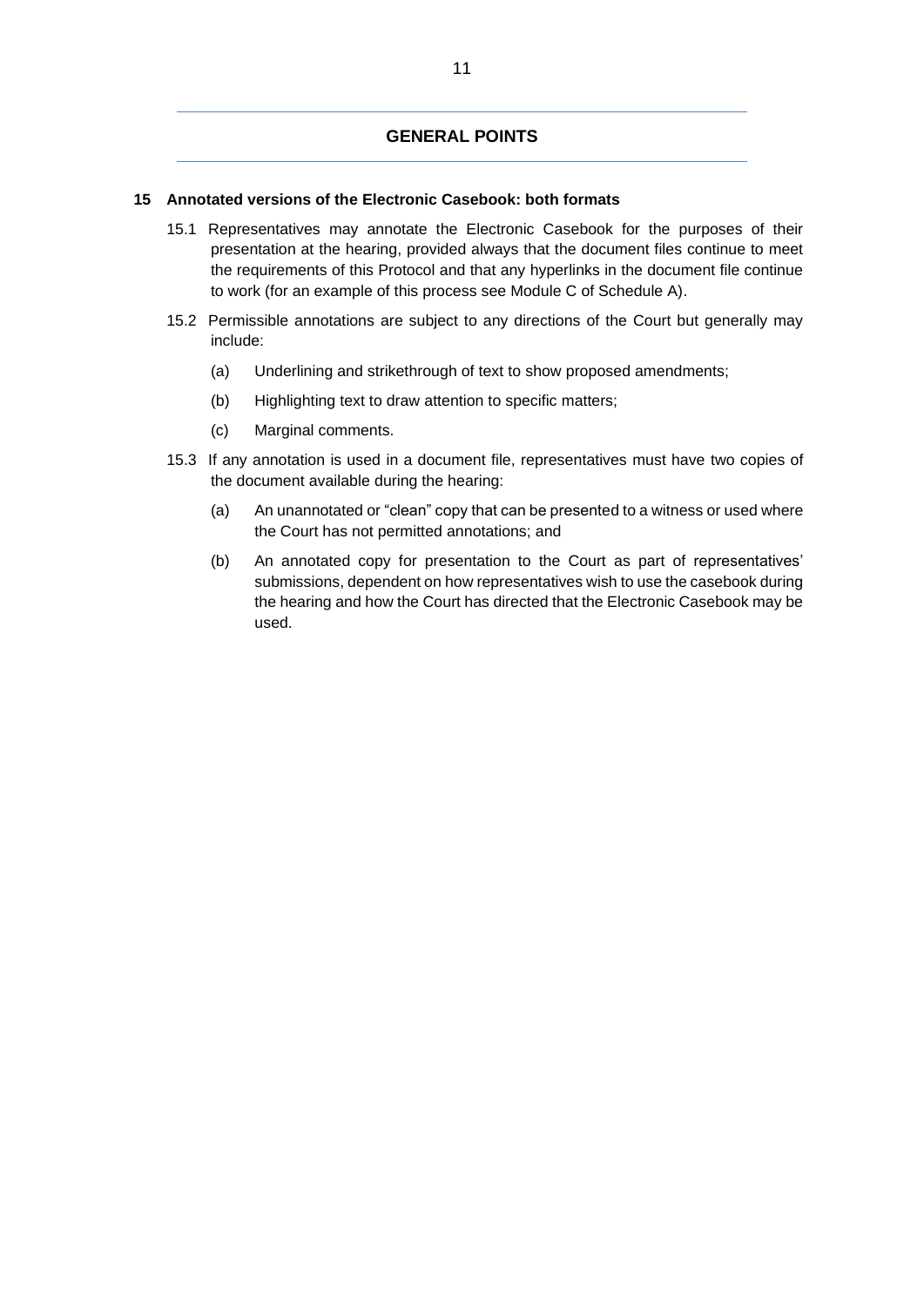## GENERAL POINTS

### 15 Annotated versions of the Electronic Casebook: both formats

15.1 Representatives may annotate the Electronic Casebook for the purposes of their presentation at the hearing, provided always that the document files continue to meet the requirements of this Protocol and that any hyperlinks in the document file continue to work (for an example of this process see Module C of Schedule A).

15.2 Permissible annotations are subject to any directions of the Court but generally may include:

(a) Underlining and strikethrough of text to show proposed amendments;

(b) Highlighting text to draw attention to specific matters;

(c) Marginal comments.

15.3 If any annotation is used in a document file, representatives must have two copies of the document available during the hearing:

(a) An unannotated or "clean" copy that can be presented to a witness or used where the Court has not permitted annotations; and

(b) An annotated copy for presentation to the Court as part of representatives' submissions, dependent on how representatives wish to use the casebook during the hearing and how the Court has directed that the Electronic Casebook may be used.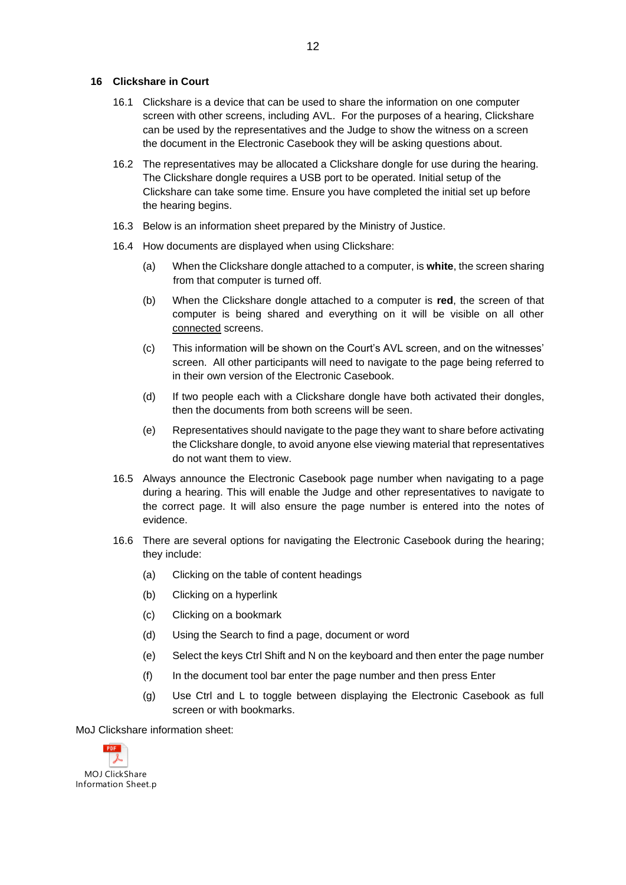## 16 Clickshare in Court

16.1 Clickshare is a device that can be used to share the information on one computer screen with other screens, including AVL. For the purposes of a hearing, Clickshare can be used by the representatives and the Judge to show the witness on a screen the document in the Electronic Casebook they will be asking questions about.

16.2 The representatives may be allocated a Clickshare dongle for use during the hearing. The Clickshare dongle requires a USB port to be operated. Initial setup of the Clickshare can take some time. Ensure you have completed the initial set up before the hearing begins.

16.3 Below is an information sheet prepared by the Ministry of Justice.

16.4 How documents are displayed when using Clickshare:

(a) When the Clickshare dongle attached to a computer, is **white**, the screen sharing from that computer is turned off.

(b) When the Clickshare dongle attached to a computer is **red**, the screen of that computer is being shared and everything on it will be visible on all other connected screens.

(c) This information will be shown on the Court's AVL screen, and on the witnesses' screen. All other participants will need to navigate to the page being referred to in their own version of the Electronic Casebook.

(d) If two people each with a Clickshare dongle have both activated their dongles, then the documents from both screens will be seen.

(e) Representatives should navigate to the page they want to share before activating the Clickshare dongle, to avoid anyone else viewing material that representatives do not want them to view.

16.5 Always announce the Electronic Casebook page number when navigating to a page during a hearing. This will enable the Judge and other representatives to navigate to the correct page. It will also ensure the page number is entered into the notes of evidence.

16.6 There are several options for navigating the Electronic Casebook during the hearing; they include:

(a) Clicking on the table of content headings

(b) Clicking on a hyperlink

(c) Clicking on a bookmark

(d) Using the Search to find a page, document or word

(e) Select the keys Ctrl Shift and N on the keyboard and then enter the page number

(f) In the document tool bar enter the page number and then press Enter

(g) Use Ctrl and L to toggle between displaying the Electronic Casebook as full screen or with bookmarks.

MoJ Clickshare information sheet:

MOJ ClickShare Information Sheet.p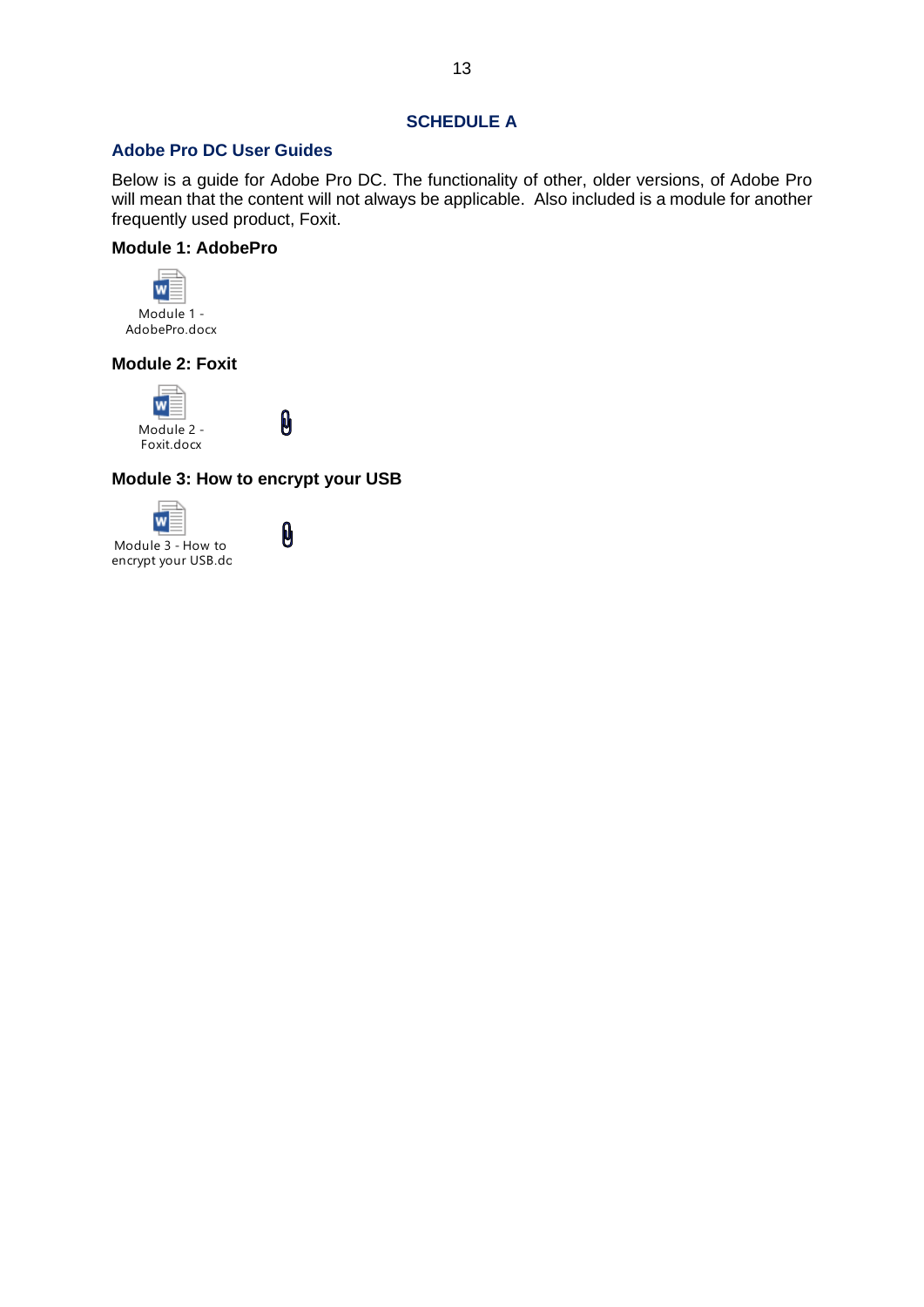# SCHEDULE A

## Adobe Pro DC User Guides

Below is a guide for Adobe Pro DC. The functionality of other, older versions, of Adobe Pro will mean that the content will not always be applicable. Also included is a module for another frequently used product, Foxit.

### Module 1: AdobePro

Module 1 - AdobePro.docx

### Module 2: Foxit

Module 2 - Foxit.docx

### Module 3: How to encrypt your USB

Module 3 - How to encrypt your USB.dc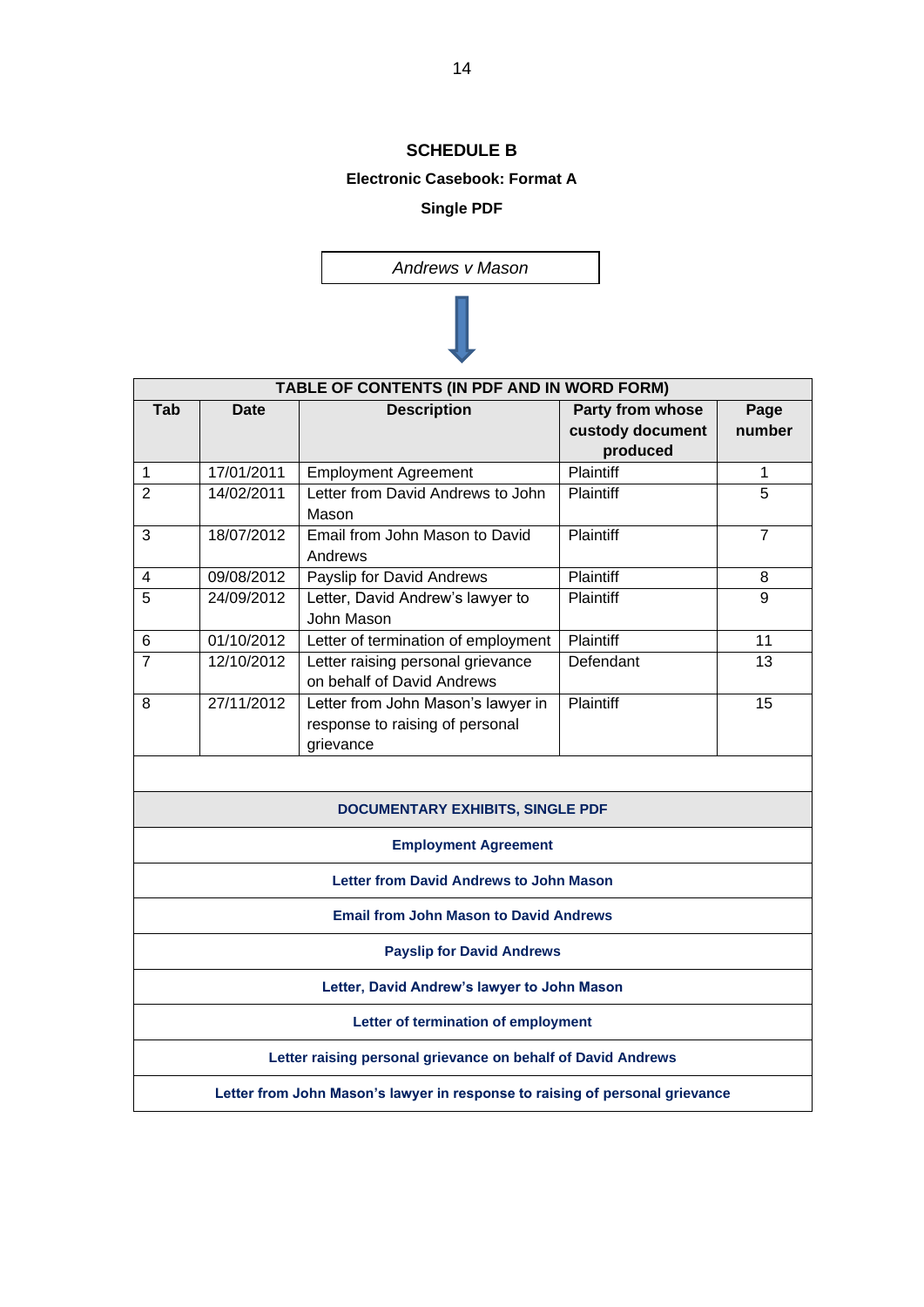# SCHEDULE B

**Electronic Casebook: Format A**

**Single PDF**

*Andrews v Mason*

| TABLE OF CONTENTS (IN PDF AND IN WORD FORM) | | | | |
|---|---|---|---|---|
| **Tab** | **Date** | **Description** | **Party from whose custody document produced** | **Page number** |
| 1 | 17/01/2011 | Employment Agreement | Plaintiff | 1 |
| 2 | 14/02/2011 | Letter from David Andrews to John Mason | Plaintiff | 5 |
| 3 | 18/07/2012 | Email from John Mason to David Andrews | Plaintiff | 7 |
| 4 | 09/08/2012 | Payslip for David Andrews | Plaintiff | 8 |
| 5 | 24/09/2012 | Letter, David Andrew's lawyer to John Mason | Plaintiff | 9 |
| 6 | 01/10/2012 | Letter of termination of employment | Plaintiff | 11 |
| 7 | 12/10/2012 | Letter raising personal grievance on behalf of David Andrews | Defendant | 13 |
| 8 | 27/11/2012 | Letter from John Mason's lawyer in response to raising of personal grievance | Plaintiff | 15 |

| DOCUMENTARY EXHIBITS, SINGLE PDF |
|---|
| **Employment Agreement** |
| **Letter from David Andrews to John Mason** |
| **Email from John Mason to David Andrews** |
| **Payslip for David Andrews** |
| **Letter, David Andrew's lawyer to John Mason** |
| **Letter of termination of employment** |
| **Letter raising personal grievance on behalf of David Andrews** |
| **Letter from John Mason's lawyer in response to raising of personal grievance** |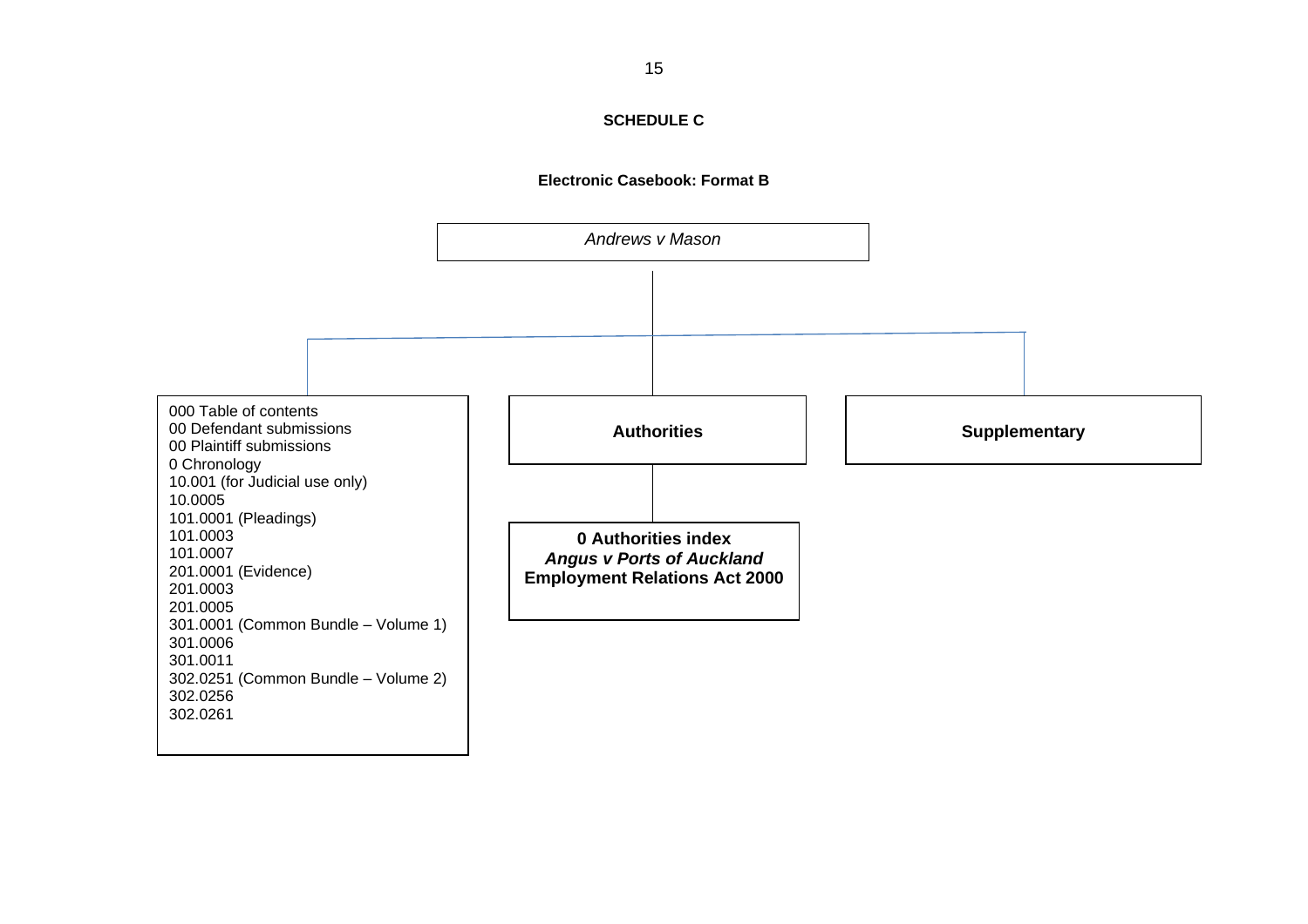**SCHEDULE C**

**Electronic Casebook: Format B**

*Andrews v Mason*

000 Table of contents
00 Defendant submissions
00 Plaintiff submissions
0 Chronology
10.001 (for Judicial use only)
10.0005
101.0001 (Pleadings)
101.0003
101.0007
201.0001 (Evidence)
201.0003
201.0005
301.0001 (Common Bundle – Volume 1)
301.0006
301.0011
302.0251 (Common Bundle – Volume 2)
302.0256
302.0261

**Authorities**

**0 Authorities index**
***Angus v Ports of Auckland***
**Employment Relations Act 2000**

**Supplementary**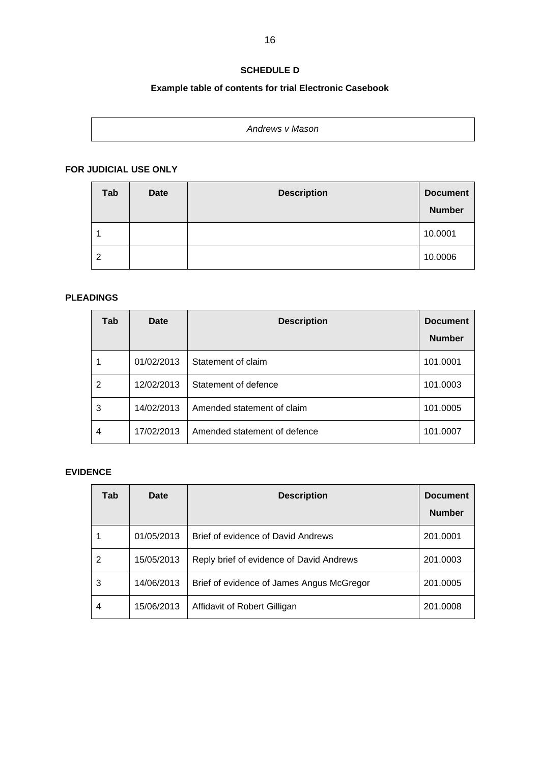**SCHEDULE D**

**Example table of contents for trial Electronic Casebook**

*Andrews v Mason*

**FOR JUDICIAL USE ONLY**

| Tab | Date | Description | Document Number |
|---|---|---|---|
| 1 | | | 10.0001 |
| 2 | | | 10.0006 |

**PLEADINGS**

| Tab | Date | Description | Document Number |
|---|---|---|---|
| 1 | 01/02/2013 | Statement of claim | 101.0001 |
| 2 | 12/02/2013 | Statement of defence | 101.0003 |
| 3 | 14/02/2013 | Amended statement of claim | 101.0005 |
| 4 | 17/02/2013 | Amended statement of defence | 101.0007 |

**EVIDENCE**

| Tab | Date | Description | Document Number |
|---|---|---|---|
| 1 | 01/05/2013 | Brief of evidence of David Andrews | 201.0001 |
| 2 | 15/05/2013 | Reply brief of evidence of David Andrews | 201.0003 |
| 3 | 14/06/2013 | Brief of evidence of James Angus McGregor | 201.0005 |
| 4 | 15/06/2013 | Affidavit of Robert Gilligan | 201.0008 |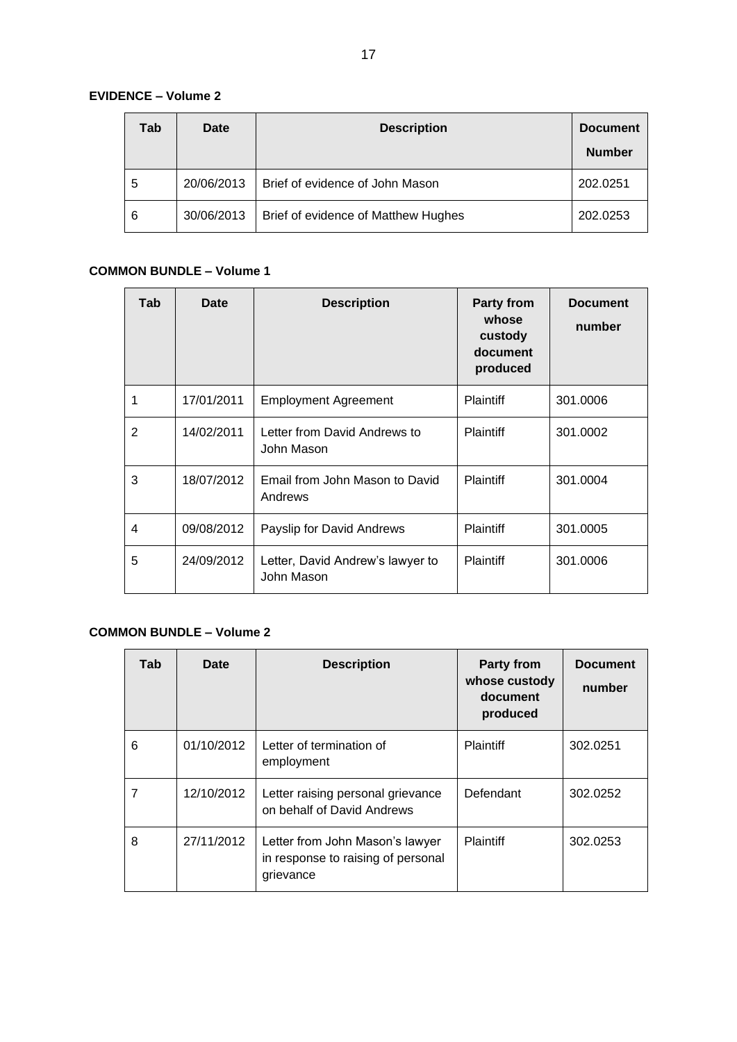**EVIDENCE – Volume 2**

| Tab | Date | Description | Document Number |
|---|---|---|---|
| 5 | 20/06/2013 | Brief of evidence of John Mason | 202.0251 |
| 6 | 30/06/2013 | Brief of evidence of Matthew Hughes | 202.0253 |

**COMMON BUNDLE – Volume 1**

| Tab | Date | Description | Party from whose custody document produced | Document number |
|---|---|---|---|---|
| 1 | 17/01/2011 | Employment Agreement | Plaintiff | 301.0006 |
| 2 | 14/02/2011 | Letter from David Andrews to John Mason | Plaintiff | 301.0002 |
| 3 | 18/07/2012 | Email from John Mason to David Andrews | Plaintiff | 301.0004 |
| 4 | 09/08/2012 | Payslip for David Andrews | Plaintiff | 301.0005 |
| 5 | 24/09/2012 | Letter, David Andrew's lawyer to John Mason | Plaintiff | 301.0006 |

**COMMON BUNDLE – Volume 2**

| Tab | Date | Description | Party from whose custody document produced | Document number |
|---|---|---|---|---|
| 6 | 01/10/2012 | Letter of termination of employment | Plaintiff | 302.0251 |
| 7 | 12/10/2012 | Letter raising personal grievance on behalf of David Andrews | Defendant | 302.0252 |
| 8 | 27/11/2012 | Letter from John Mason's lawyer in response to raising of personal grievance | Plaintiff | 302.0253 |